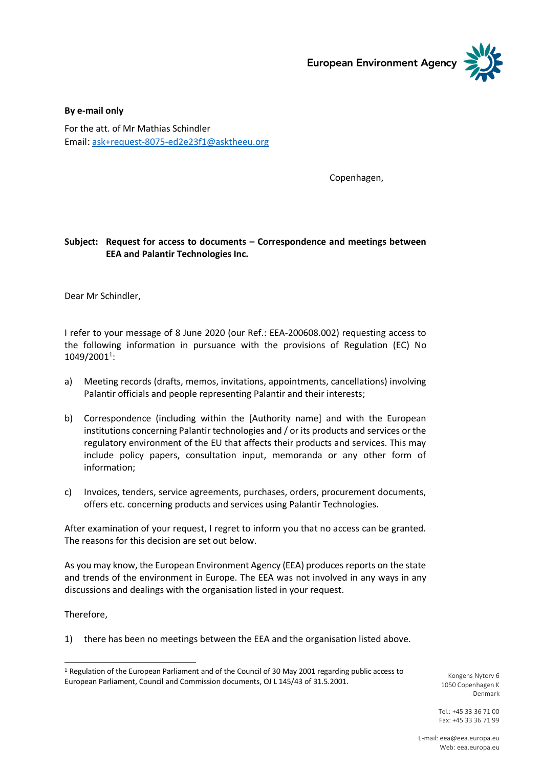European Environment Agency

**By e-mail only**

For the att. of Mr Mathias Schindler
Email: ask+request-8075-ed2e23f1@asktheeu.org

Copenhagen,

**Subject: Request for access to documents – Correspondence and meetings between EEA and Palantir Technologies Inc.**

Dear Mr Schindler,

I refer to your message of 8 June 2020 (our Ref.: EEA-200608.002) requesting access to the following information in pursuance with the provisions of Regulation (EC) No 1049/2001[1]:

a) Meeting records (drafts, memos, invitations, appointments, cancellations) involving Palantir officials and people representing Palantir and their interests;

b) Correspondence (including within the [Authority name] and with the European institutions concerning Palantir technologies and / or its products and services or the regulatory environment of the EU that affects their products and services. This may include policy papers, consultation input, memoranda or any other form of information;

c) Invoices, tenders, service agreements, purchases, orders, procurement documents, offers etc. concerning products and services using Palantir Technologies.

After examination of your request, I regret to inform you that no access can be granted. The reasons for this decision are set out below.

As you may know, the European Environment Agency (EEA) produces reports on the state and trends of the environment in Europe. The EEA was not involved in any ways in any discussions and dealings with the organisation listed in your request.

Therefore,

1) there has been no meetings between the EEA and the organisation listed above.

[1] Regulation of the European Parliament and of the Council of 30 May 2001 regarding public access to European Parliament, Council and Commission documents, OJ L 145/43 of 31.5.2001.

Kongens Nytorv 6
1050 Copenhagen K
Denmark

Tel.: +45 33 36 71 00
Fax: +45 33 36 71 99

E-mail: eea@eea.europa.eu
Web: eea.europa.eu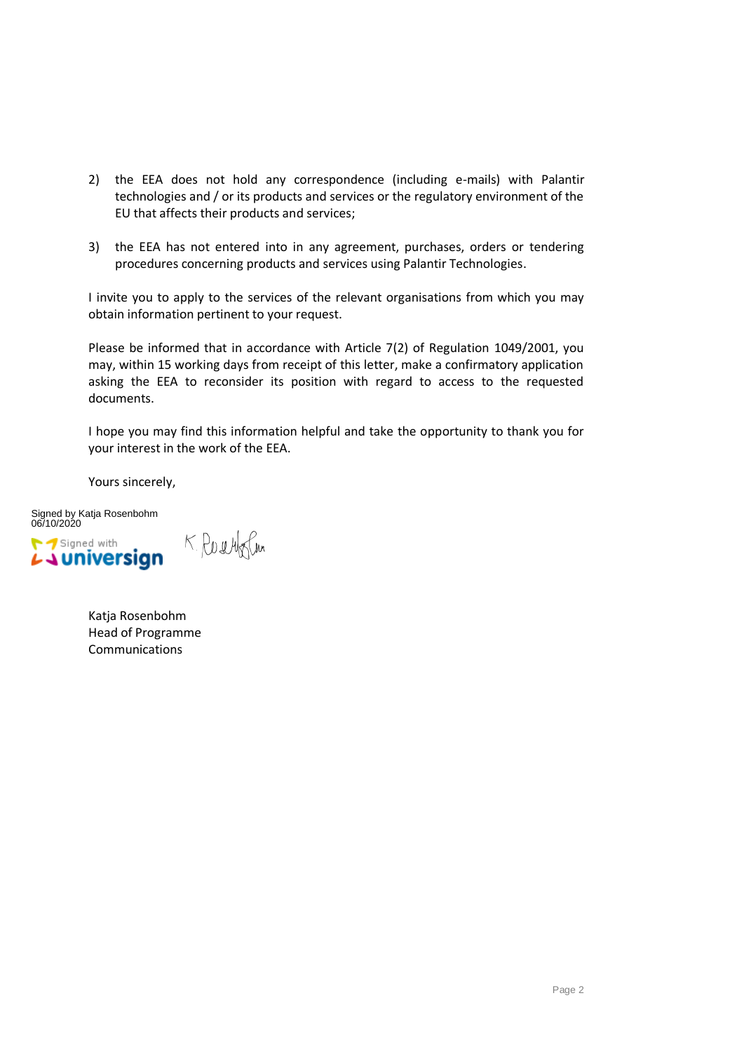2) the EEA does not hold any correspondence (including e-mails) with Palantir technologies and / or its products and services or the regulatory environment of the EU that affects their products and services;

3) the EEA has not entered into in any agreement, purchases, orders or tendering procedures concerning products and services using Palantir Technologies.

I invite you to apply to the services of the relevant organisations from which you may obtain information pertinent to your request.

Please be informed that in accordance with Article 7(2) of Regulation 1049/2001, you may, within 15 working days from receipt of this letter, make a confirmatory application asking the EEA to reconsider its position with regard to access to the requested documents.

I hope you may find this information helpful and take the opportunity to thank you for your interest in the work of the EEA.

Yours sincerely,

Signed by Katja Rosenbohm
06/10/2020

Signed with universign

Katja Rosenbohm
Head of Programme
Communications